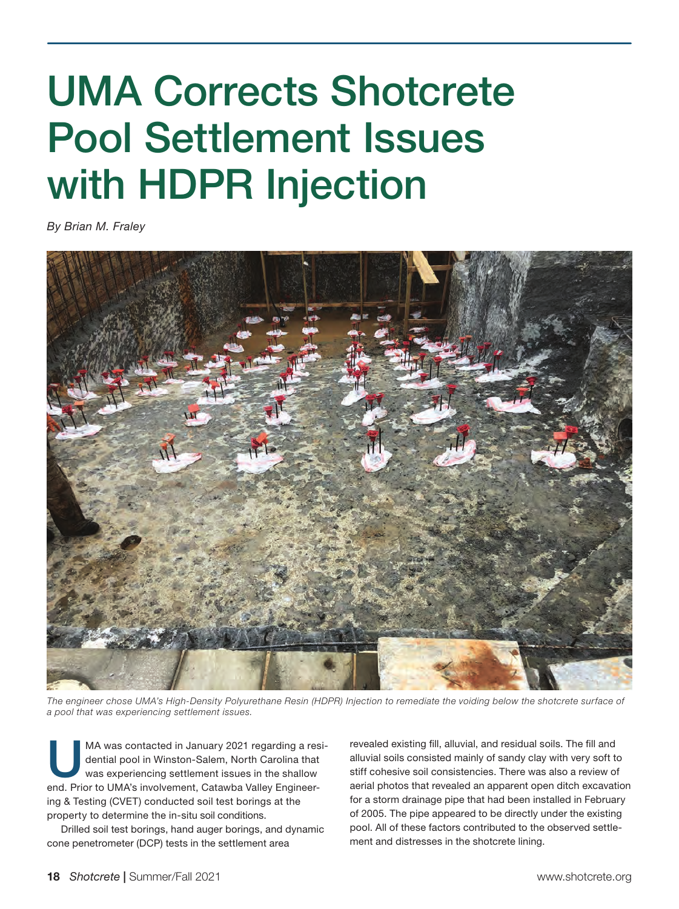# UMA Corrects Shotcrete Pool Settlement Issues with HDPR Injection

*By Brian M. Fraley*

*The engineer chose UMA's High-Density Polyurethane Resin (HDPR) Injection to remediate the voiding below the shotcrete surface of a pool that was experiencing settlement issues.*

UMA was contacted in January 2021 regarding a residential pool in Winston-Salem, North Carolina that was experiencing settlement issues in the shallow end. Prior to UMA's involvement, Catawba Valley Engineering & Testing (CVET) conducted soil test borings at the property to determine the in-situ soil conditions.

Drilled soil test borings, hand auger borings, and dynamic cone penetrometer (DCP) tests in the settlement area revealed existing fill, alluvial, and residual soils. The fill and alluvial soils consisted mainly of sandy clay with very soft to stiff cohesive soil consistencies. There was also a review of aerial photos that revealed an apparent open ditch excavation for a storm drainage pipe that had been installed in February of 2005. The pipe appeared to be directly under the existing pool. All of these factors contributed to the observed settlement and distresses in the shotcrete lining.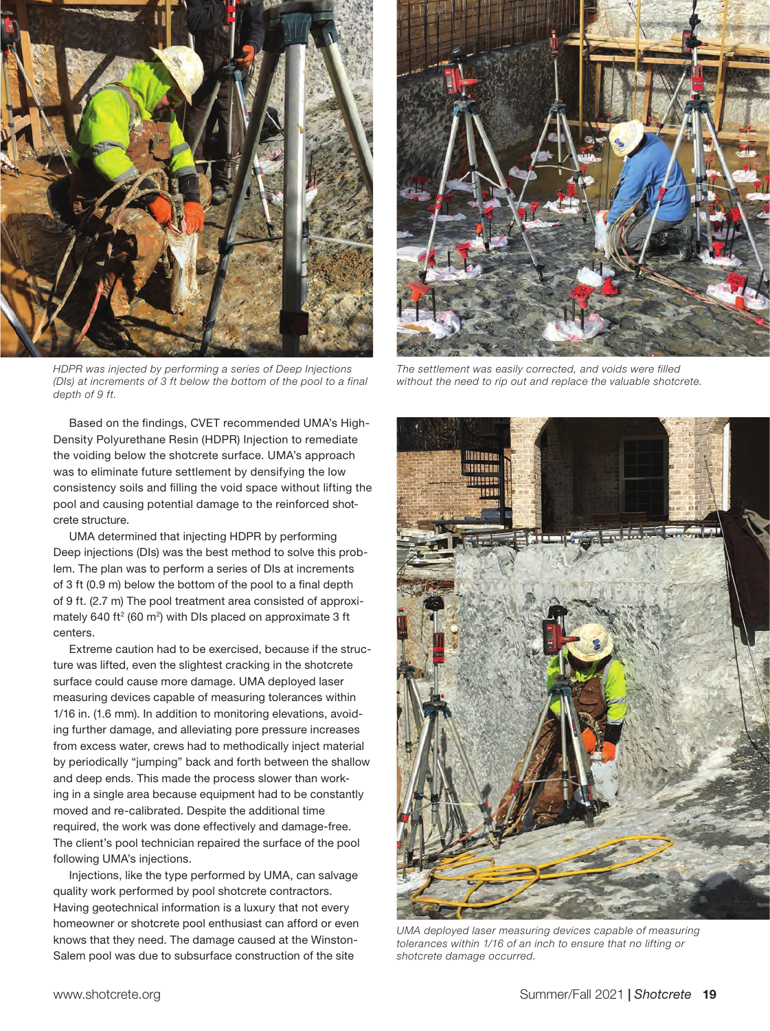HDPR was injected by performing a series of Deep Injections (DIs) at increments of 3 ft below the bottom of the pool to a final depth of 9 ft.

The settlement was easily corrected, and voids were filled without the need to rip out and replace the valuable shotcrete.

Based on the findings, CVET recommended UMA's High-Density Polyurethane Resin (HDPR) Injection to remediate the voiding below the shotcrete surface. UMA's approach was to eliminate future settlement by densifying the low consistency soils and filling the void space without lifting the pool and causing potential damage to the reinforced shotcrete structure.

UMA determined that injecting HDPR by performing Deep injections (DIs) was the best method to solve this problem. The plan was to perform a series of DIs at increments of 3 ft (0.9 m) below the bottom of the pool to a final depth of 9 ft. (2.7 m) The pool treatment area consisted of approximately 640 $ft^2$ (60 $m^2$) with DIs placed on approximate 3 ft centers.

Extreme caution had to be exercised, because if the structure was lifted, even the slightest cracking in the shotcrete surface could cause more damage. UMA deployed laser measuring devices capable of measuring tolerances within 1/16 in. (1.6 mm). In addition to monitoring elevations, avoiding further damage, and alleviating pore pressure increases from excess water, crews had to methodically inject material by periodically "jumping" back and forth between the shallow and deep ends. This made the process slower than working in a single area because equipment had to be constantly moved and re-calibrated. Despite the additional time required, the work was done effectively and damage-free. The client's pool technician repaired the surface of the pool following UMA's injections.

Injections, like the type performed by UMA, can salvage quality work performed by pool shotcrete contractors. Having geotechnical information is a luxury that not every homeowner or shotcrete pool enthusiast can afford or even knows that they need. The damage caused at the Winston-Salem pool was due to subsurface construction of the site

UMA deployed laser measuring devices capable of measuring tolerances within 1/16 of an inch to ensure that no lifting or shotcrete damage occurred.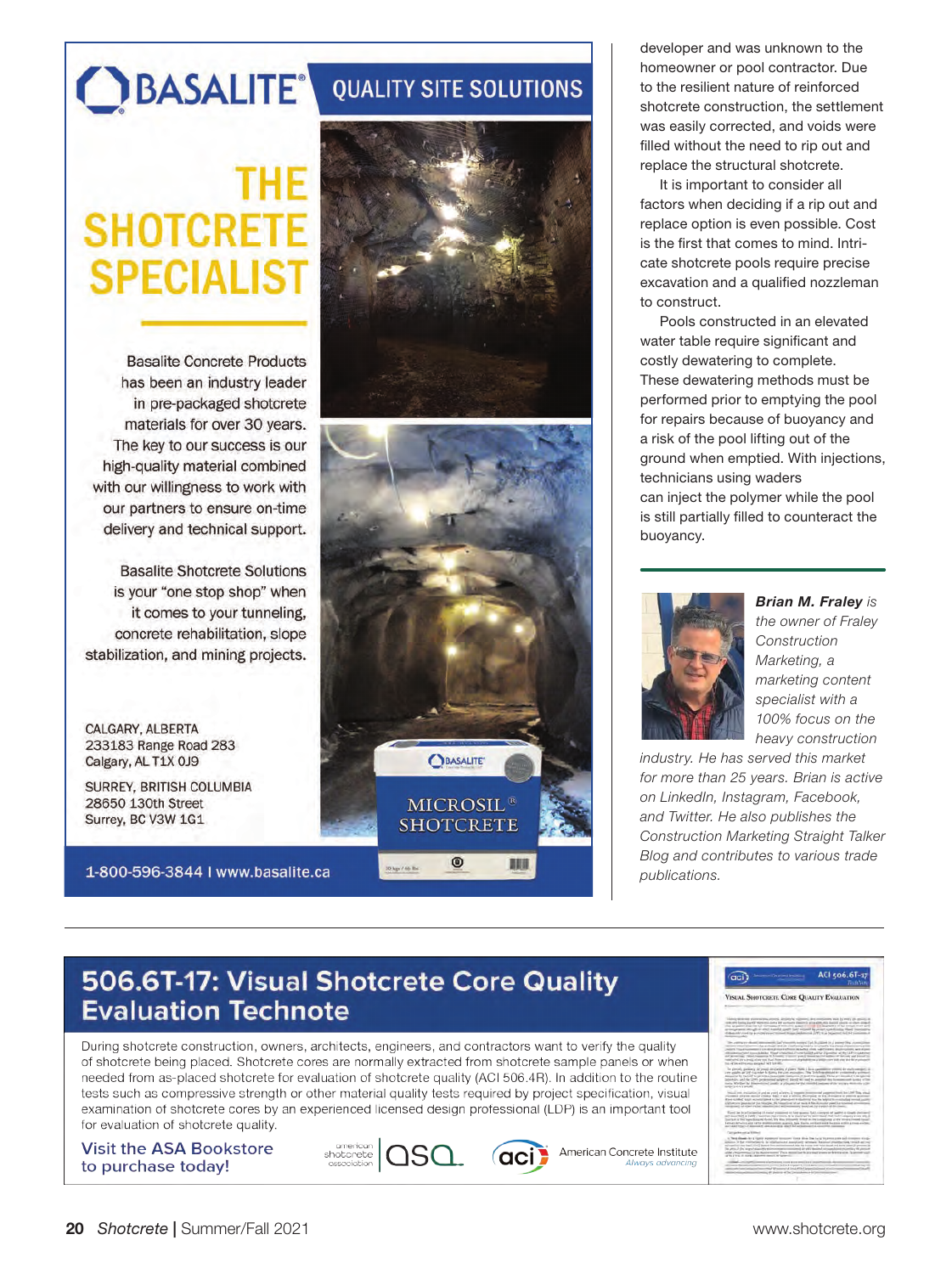# BASALITE® QUALITY SITE SOLUTIONS

## THE SHOTCRETE SPECIALIST

Basalite Concrete Products has been an industry leader in pre-packaged shotcrete materials for over 30 years. The key to our success is our high-quality material combined with our willingness to work with our partners to ensure on-time delivery and technical support.

Basalite Shotcrete Solutions is your "one stop shop" when it comes to your tunneling, concrete rehabilitation, slope stabilization, and mining projects.

CALGARY, ALBERTA
233183 Range Road 283
Calgary, AL T1X 0J9

SURREY, BRITISH COLUMBIA
28650 130th Street
Surrey, BC V3W 1G1

MICROSIL® SHOTCRETE

1-800-596-3844 | www.basalite.ca

---

developer and was unknown to the homeowner or pool contractor. Due to the resilient nature of reinforced shotcrete construction, the settlement was easily corrected, and voids were filled without the need to rip out and replace the structural shotcrete.

It is important to consider all factors when deciding if a rip out and replace option is even possible. Cost is the first that comes to mind. Intricate shotcrete pools require precise excavation and a qualified nozzleman to construct.

Pools constructed in an elevated water table require significant and costly dewatering to complete. These dewatering methods must be performed prior to emptying the pool for repairs because of buoyancy and a risk of the pool lifting out of the ground when emptied. With injections, technicians using waders can inject the polymer while the pool is still partially filled to counteract the buoyancy.

---

***Brian M. Fraley*** *is the owner of Fraley Construction Marketing, a marketing content specialist with a 100% focus on the heavy construction industry. He has served this market for more than 25 years. Brian is active on LinkedIn, Instagram, Facebook, and Twitter. He also publishes the Construction Marketing Straight Talker Blog and contributes to various trade publications.*

---

## 506.6T-17: Visual Shotcrete Core Quality Evaluation Technote

During shotcrete construction, owners, architects, engineers, and contractors want to verify the quality of shotcrete being placed. Shotcrete cores are normally extracted from shotcrete sample panels or when needed from as-placed shotcrete for evaluation of shotcrete quality (ACI 506.4R). In addition to the routine tests such as compressive strength or other material quality tests required by project specification, visual examination of shotcrete cores by an experienced licensed design professional (LDP) is an important tool for evaluation of shotcrete quality.

Visit the ASA Bookstore to purchase today!

american shotcrete association | ASA | aci American Concrete Institute *Always advancing*